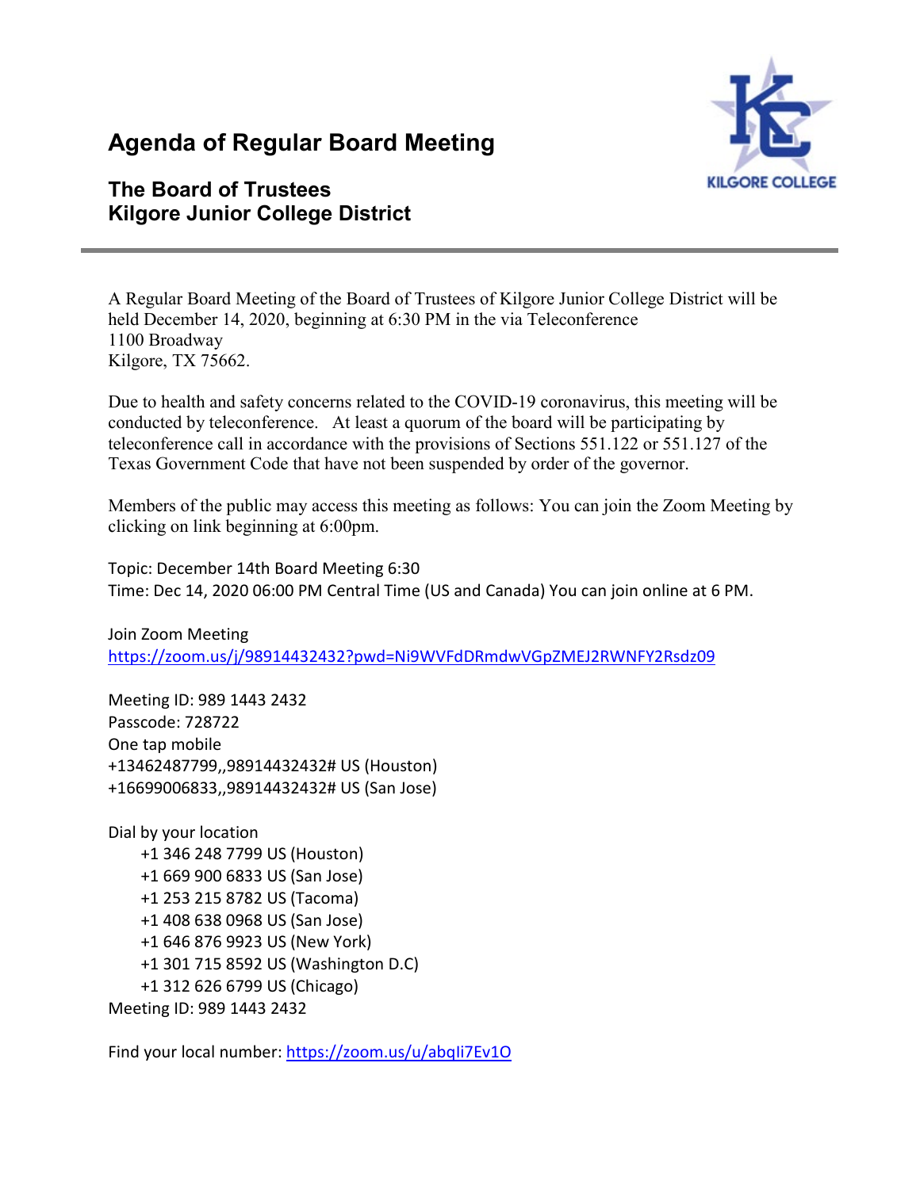# Agenda of Regular Board Meeting

## The Board of Trustees
## Kilgore Junior College District

A Regular Board Meeting of the Board of Trustees of Kilgore Junior College District will be held December 14, 2020, beginning at 6:30 PM in the via Teleconference
1100 Broadway
Kilgore, TX 75662.

Due to health and safety concerns related to the COVID-19 coronavirus, this meeting will be conducted by teleconference. At least a quorum of the board will be participating by teleconference call in accordance with the provisions of Sections 551.122 or 551.127 of the Texas Government Code that have not been suspended by order of the governor.

Members of the public may access this meeting as follows: You can join the Zoom Meeting by clicking on link beginning at 6:00pm.

Topic: December 14th Board Meeting 6:30
Time: Dec 14, 2020 06:00 PM Central Time (US and Canada) You can join online at 6 PM.

Join Zoom Meeting
https://zoom.us/j/98914432432?pwd=Ni9WVFdDRmdwVGpZMEJ2RWNFY2Rsdz09

Meeting ID: 989 1443 2432
Passcode: 728722
One tap mobile
+13462487799,,98914432432# US (Houston)
+16699006833,,98914432432# US (San Jose)

Dial by your location
- +1 346 248 7799 US (Houston)
- +1 669 900 6833 US (San Jose)
- +1 253 215 8782 US (Tacoma)
- +1 408 638 0968 US (San Jose)
- +1 646 876 9923 US (New York)
- +1 301 715 8592 US (Washington D.C)
- +1 312 626 6799 US (Chicago)

Meeting ID: 989 1443 2432

Find your local number: https://zoom.us/u/abqIi7Ev1O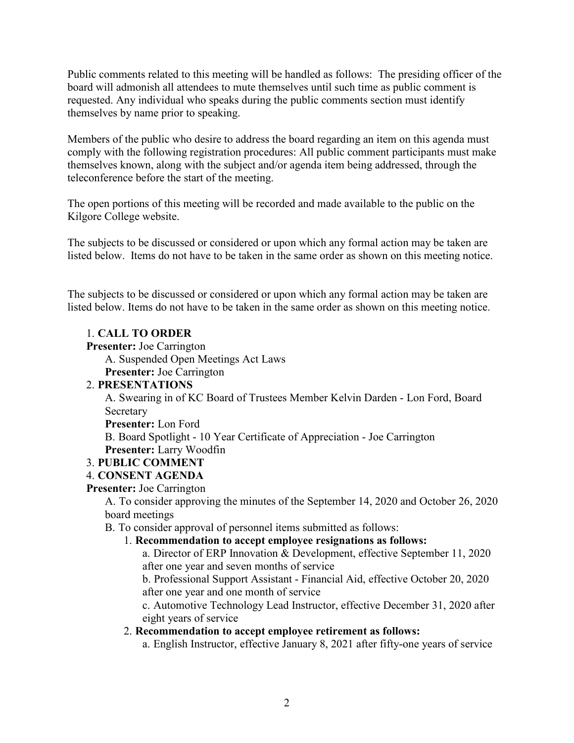Public comments related to this meeting will be handled as follows: The presiding officer of the board will admonish all attendees to mute themselves until such time as public comment is requested. Any individual who speaks during the public comments section must identify themselves by name prior to speaking.

Members of the public who desire to address the board regarding an item on this agenda must comply with the following registration procedures: All public comment participants must make themselves known, along with the subject and/or agenda item being addressed, through the teleconference before the start of the meeting.

The open portions of this meeting will be recorded and made available to the public on the Kilgore College website.

The subjects to be discussed or considered or upon which any formal action may be taken are listed below. Items do not have to be taken in the same order as shown on this meeting notice.

The subjects to be discussed or considered or upon which any formal action may be taken are listed below. Items do not have to be taken in the same order as shown on this meeting notice.

1. **CALL TO ORDER**
   **Presenter:** Joe Carrington
   A. Suspended Open Meetings Act Laws
   **Presenter:** Joe Carrington
2. **PRESENTATIONS**
   A. Swearing in of KC Board of Trustees Member Kelvin Darden - Lon Ford, Board Secretary
   **Presenter:** Lon Ford
   B. Board Spotlight - 10 Year Certificate of Appreciation - Joe Carrington
   **Presenter:** Larry Woodfin
3. **PUBLIC COMMENT**
4. **CONSENT AGENDA**
   **Presenter:** Joe Carrington
   A. To consider approving the minutes of the September 14, 2020 and October 26, 2020 board meetings
   B. To consider approval of personnel items submitted as follows:
      1. **Recommendation to accept employee resignations as follows:**
         a. Director of ERP Innovation & Development, effective September 11, 2020 after one year and seven months of service
         b. Professional Support Assistant - Financial Aid, effective October 20, 2020 after one year and one month of service
         c. Automotive Technology Lead Instructor, effective December 31, 2020 after eight years of service
      2. **Recommendation to accept employee retirement as follows:**
         a. English Instructor, effective January 8, 2021 after fifty-one years of service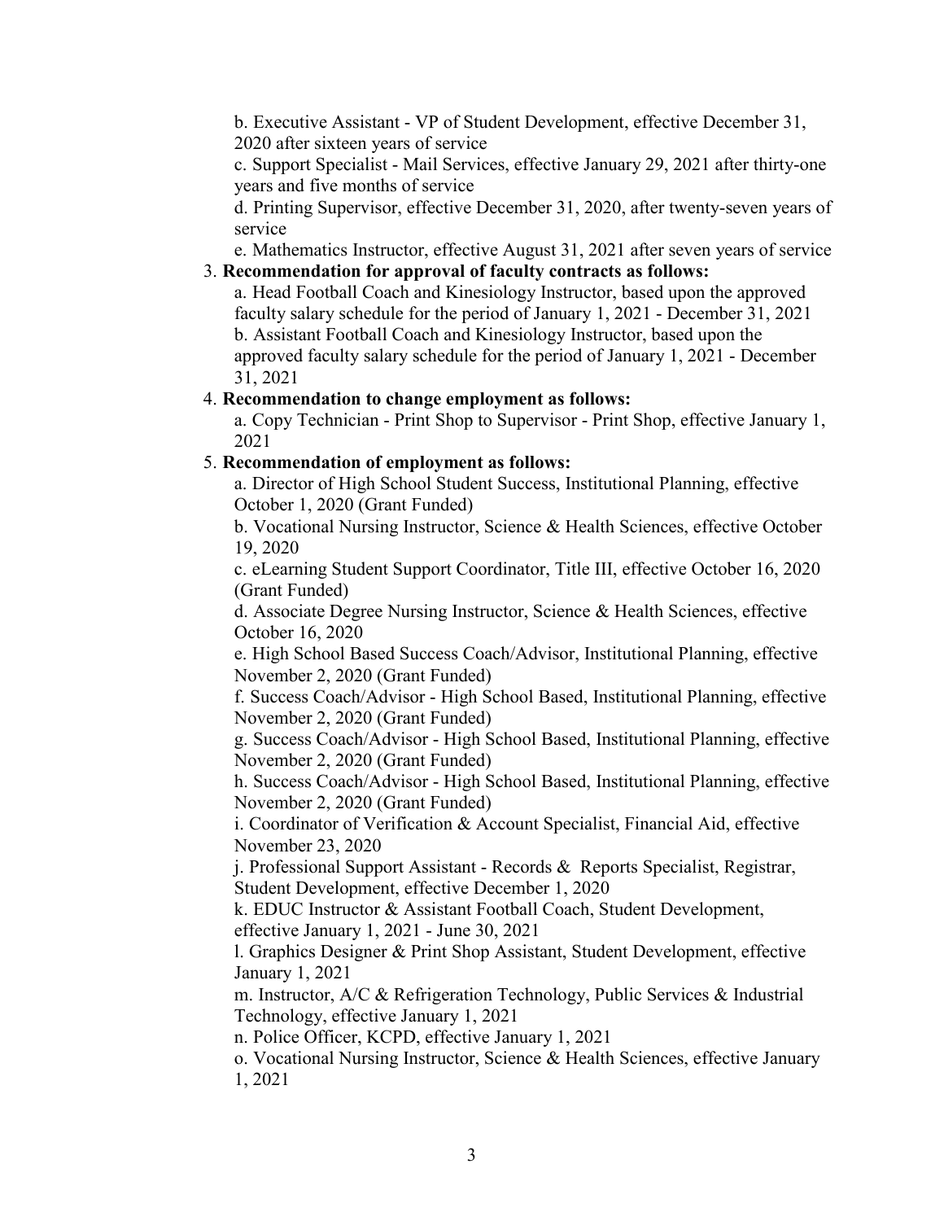b. Executive Assistant - VP of Student Development, effective December 31, 2020 after sixteen years of service

c. Support Specialist - Mail Services, effective January 29, 2021 after thirty-one years and five months of service

d. Printing Supervisor, effective December 31, 2020, after twenty-seven years of service

e. Mathematics Instructor, effective August 31, 2021 after seven years of service

3. **Recommendation for approval of faculty contracts as follows:**

   a. Head Football Coach and Kinesiology Instructor, based upon the approved faculty salary schedule for the period of January 1, 2021 - December 31, 2021

   b. Assistant Football Coach and Kinesiology Instructor, based upon the approved faculty salary schedule for the period of January 1, 2021 - December 31, 2021

4. **Recommendation to change employment as follows:**

   a. Copy Technician - Print Shop to Supervisor - Print Shop, effective January 1, 2021

5. **Recommendation of employment as follows:**

   a. Director of High School Student Success, Institutional Planning, effective October 1, 2020 (Grant Funded)

   b. Vocational Nursing Instructor, Science & Health Sciences, effective October 19, 2020

   c. eLearning Student Support Coordinator, Title III, effective October 16, 2020 (Grant Funded)

   d. Associate Degree Nursing Instructor, Science & Health Sciences, effective October 16, 2020

   e. High School Based Success Coach/Advisor, Institutional Planning, effective November 2, 2020 (Grant Funded)

   f. Success Coach/Advisor - High School Based, Institutional Planning, effective November 2, 2020 (Grant Funded)

   g. Success Coach/Advisor - High School Based, Institutional Planning, effective November 2, 2020 (Grant Funded)

   h. Success Coach/Advisor - High School Based, Institutional Planning, effective November 2, 2020 (Grant Funded)

   i. Coordinator of Verification & Account Specialist, Financial Aid, effective November 23, 2020

   j. Professional Support Assistant - Records & Reports Specialist, Registrar, Student Development, effective December 1, 2020

   k. EDUC Instructor & Assistant Football Coach, Student Development, effective January 1, 2021 - June 30, 2021

   l. Graphics Designer & Print Shop Assistant, Student Development, effective January 1, 2021

   m. Instructor, A/C & Refrigeration Technology, Public Services & Industrial Technology, effective January 1, 2021

   n. Police Officer, KCPD, effective January 1, 2021

   o. Vocational Nursing Instructor, Science & Health Sciences, effective January 1, 2021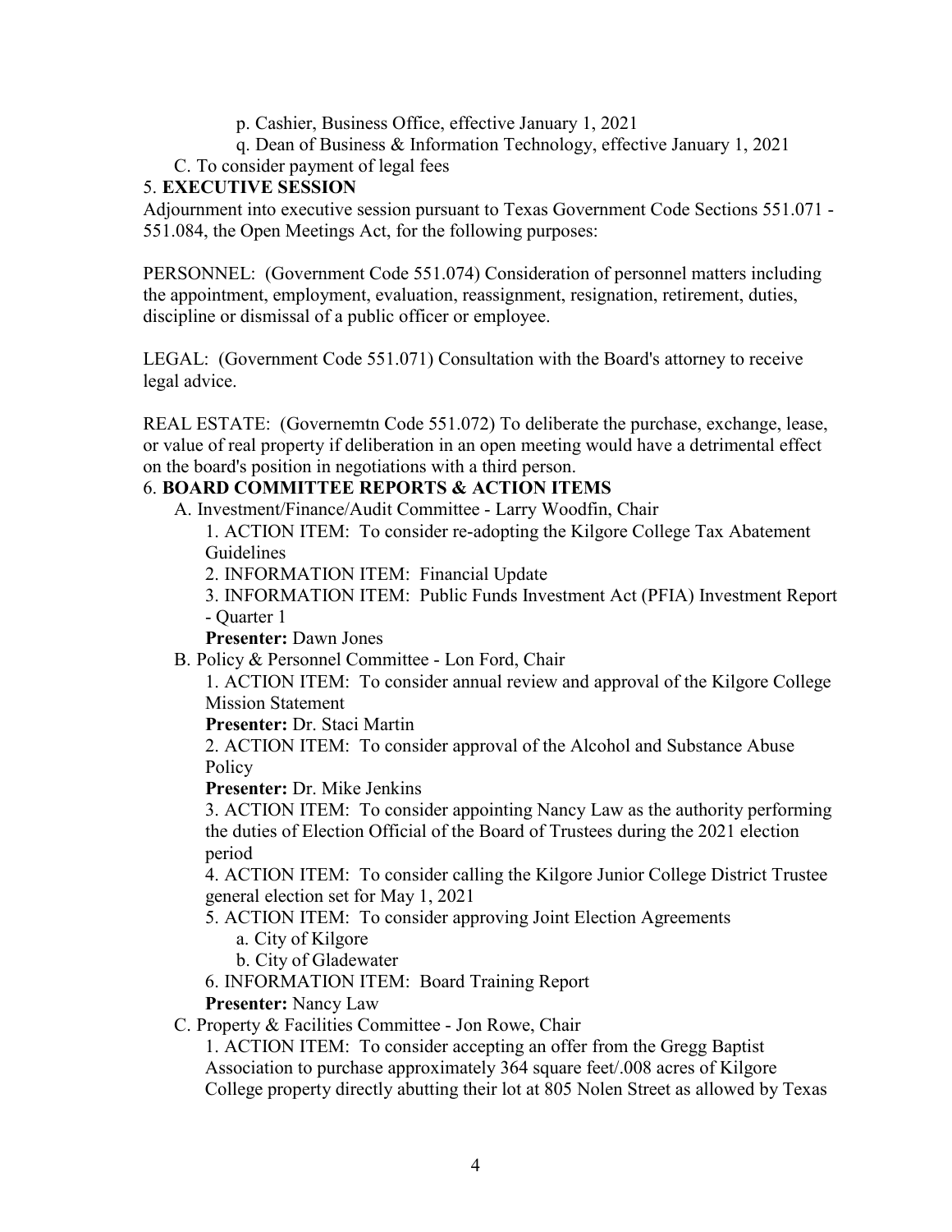p. Cashier, Business Office, effective January 1, 2021

q. Dean of Business & Information Technology, effective January 1, 2021

C. To consider payment of legal fees

## 5. EXECUTIVE SESSION

Adjournment into executive session pursuant to Texas Government Code Sections 551.071 - 551.084, the Open Meetings Act, for the following purposes:

PERSONNEL: (Government Code 551.074) Consideration of personnel matters including the appointment, employment, evaluation, reassignment, resignation, retirement, duties, discipline or dismissal of a public officer or employee.

LEGAL: (Government Code 551.071) Consultation with the Board's attorney to receive legal advice.

REAL ESTATE: (Governemtn Code 551.072) To deliberate the purchase, exchange, lease, or value of real property if deliberation in an open meeting would have a detrimental effect on the board's position in negotiations with a third person.

## 6. BOARD COMMITTEE REPORTS & ACTION ITEMS

A. Investment/Finance/Audit Committee - Larry Woodfin, Chair

1. ACTION ITEM: To consider re-adopting the Kilgore College Tax Abatement Guidelines
2. INFORMATION ITEM: Financial Update
3. INFORMATION ITEM: Public Funds Investment Act (PFIA) Investment Report - Quarter 1

**Presenter:** Dawn Jones

B. Policy & Personnel Committee - Lon Ford, Chair

1. ACTION ITEM: To consider annual review and approval of the Kilgore College Mission Statement

**Presenter:** Dr. Staci Martin

2. ACTION ITEM: To consider approval of the Alcohol and Substance Abuse Policy

**Presenter:** Dr. Mike Jenkins

3. ACTION ITEM: To consider appointing Nancy Law as the authority performing the duties of Election Official of the Board of Trustees during the 2021 election period
4. ACTION ITEM: To consider calling the Kilgore Junior College District Trustee general election set for May 1, 2021
5. ACTION ITEM: To consider approving Joint Election Agreements
   a. City of Kilgore
   b. City of Gladewater
6. INFORMATION ITEM: Board Training Report

**Presenter:** Nancy Law

C. Property & Facilities Committee - Jon Rowe, Chair

1. ACTION ITEM: To consider accepting an offer from the Gregg Baptist Association to purchase approximately 364 square feet/.008 acres of Kilgore College property directly abutting their lot at 805 Nolen Street as allowed by Texas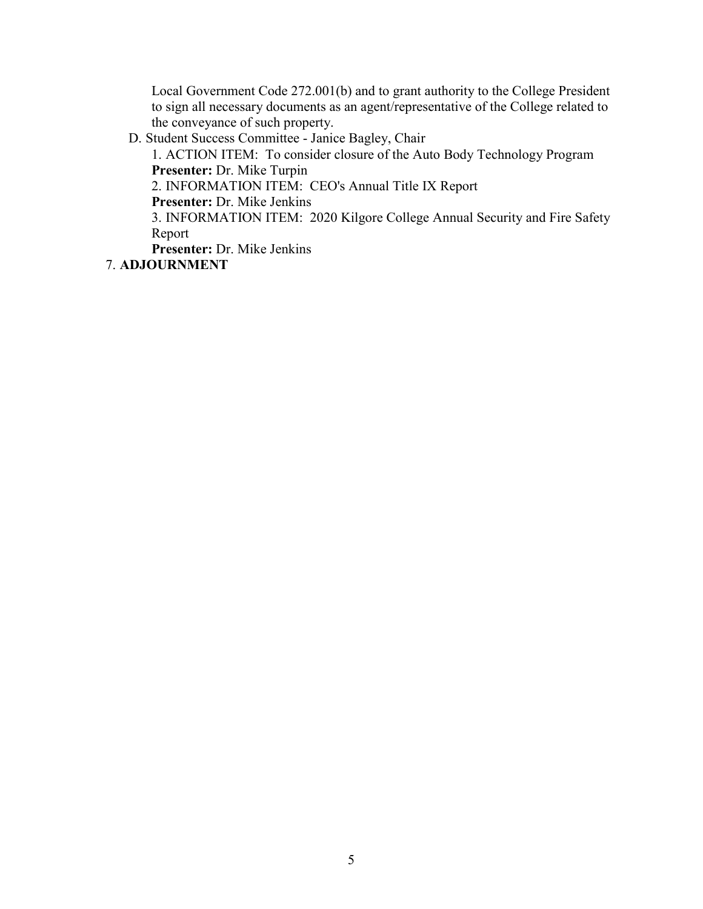Local Government Code 272.001(b) and to grant authority to the College President to sign all necessary documents as an agent/representative of the College related to the conveyance of such property.

D. Student Success Committee - Janice Bagley, Chair

1. ACTION ITEM: To consider closure of the Auto Body Technology Program
**Presenter:** Dr. Mike Turpin

2. INFORMATION ITEM: CEO's Annual Title IX Report
**Presenter:** Dr. Mike Jenkins

3. INFORMATION ITEM: 2020 Kilgore College Annual Security and Fire Safety Report
**Presenter:** Dr. Mike Jenkins

7. **ADJOURNMENT**